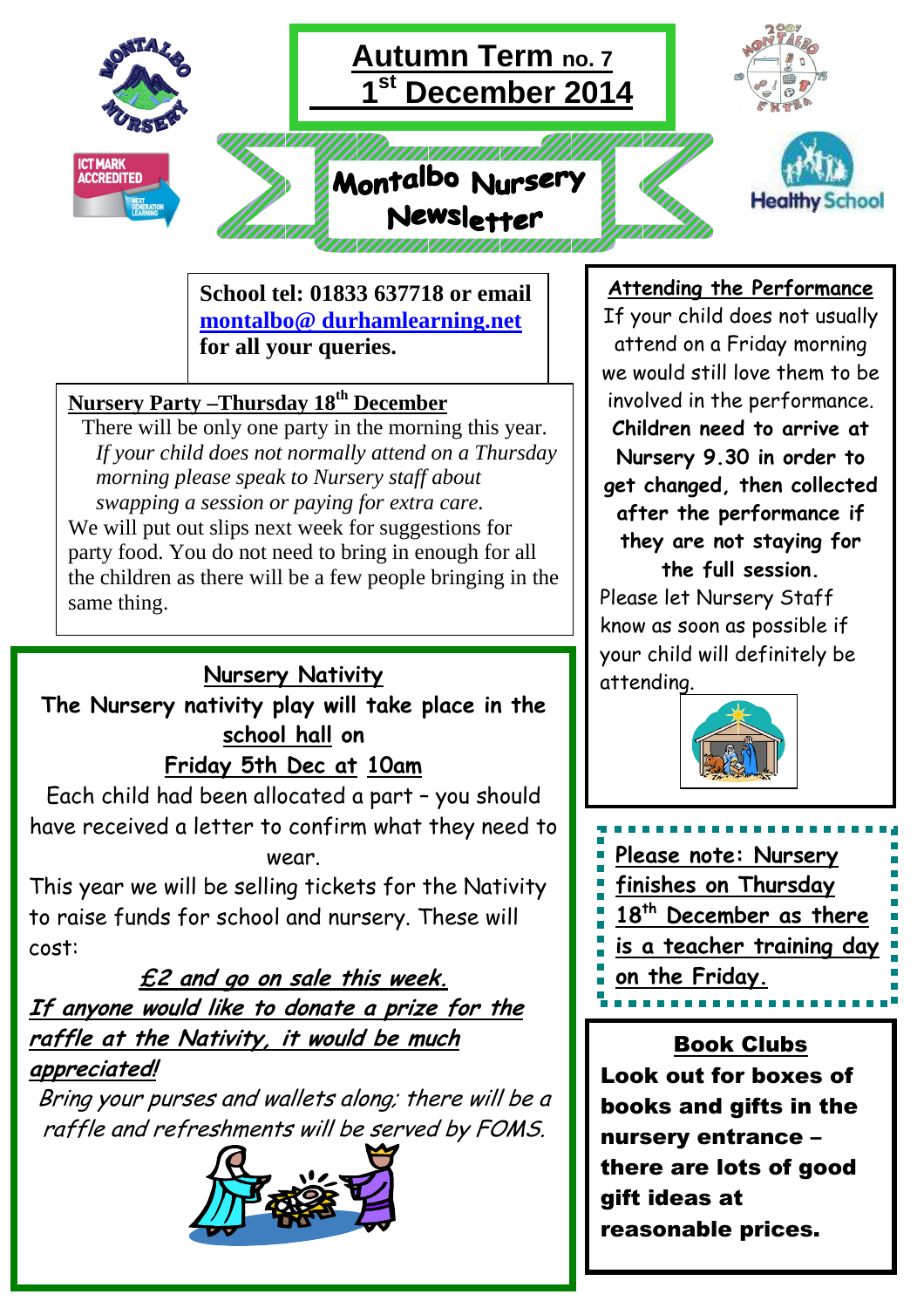# Autumn Term no. 7
## 1st December 2014

# Montalbo Nursery Newsletter

**School tel: 01833 637718 or email [montalbo@ durhamlearning.net](mailto:montalbo@durhamlearning.net) for all your queries.**

## Nursery Party –Thursday 18th December

There will be only one party in the morning this year. *If your child does not normally attend on a Thursday morning please speak to Nursery staff about swapping a session or paying for extra care.*

We will put out slips next week for suggestions for party food. You do not need to bring in enough for all the children as there will be a few people bringing in the same thing.

## Nursery Nativity

**The Nursery nativity play will take place in the school hall on Friday 5th Dec at 10am**

Each child had been allocated a part – you should have received a letter to confirm what they need to wear.

This year we will be selling tickets for the Nativity to raise funds for school and nursery. These will cost:

***£2 and go on sale this week.***

***If anyone would like to donate a prize for the raffle at the Nativity, it would be much appreciated!***

*Bring your purses and wallets along; there will be a raffle and refreshments will be served by FOMS.*

## Attending the Performance

If your child does not usually attend on a Friday morning we would still love them to be involved in the performance. **Children need to arrive at Nursery 9.30 in order to get changed, then collected after the performance if they are not staying for the full session.**

Please let Nursery Staff know as soon as possible if your child will definitely be attending.

**Please note: Nursery finishes on Thursday 18th December as there is a teacher training day on the Friday.**

## Book Clubs

**Look out for boxes of books and gifts in the nursery entrance – there are lots of good gift ideas at reasonable prices.**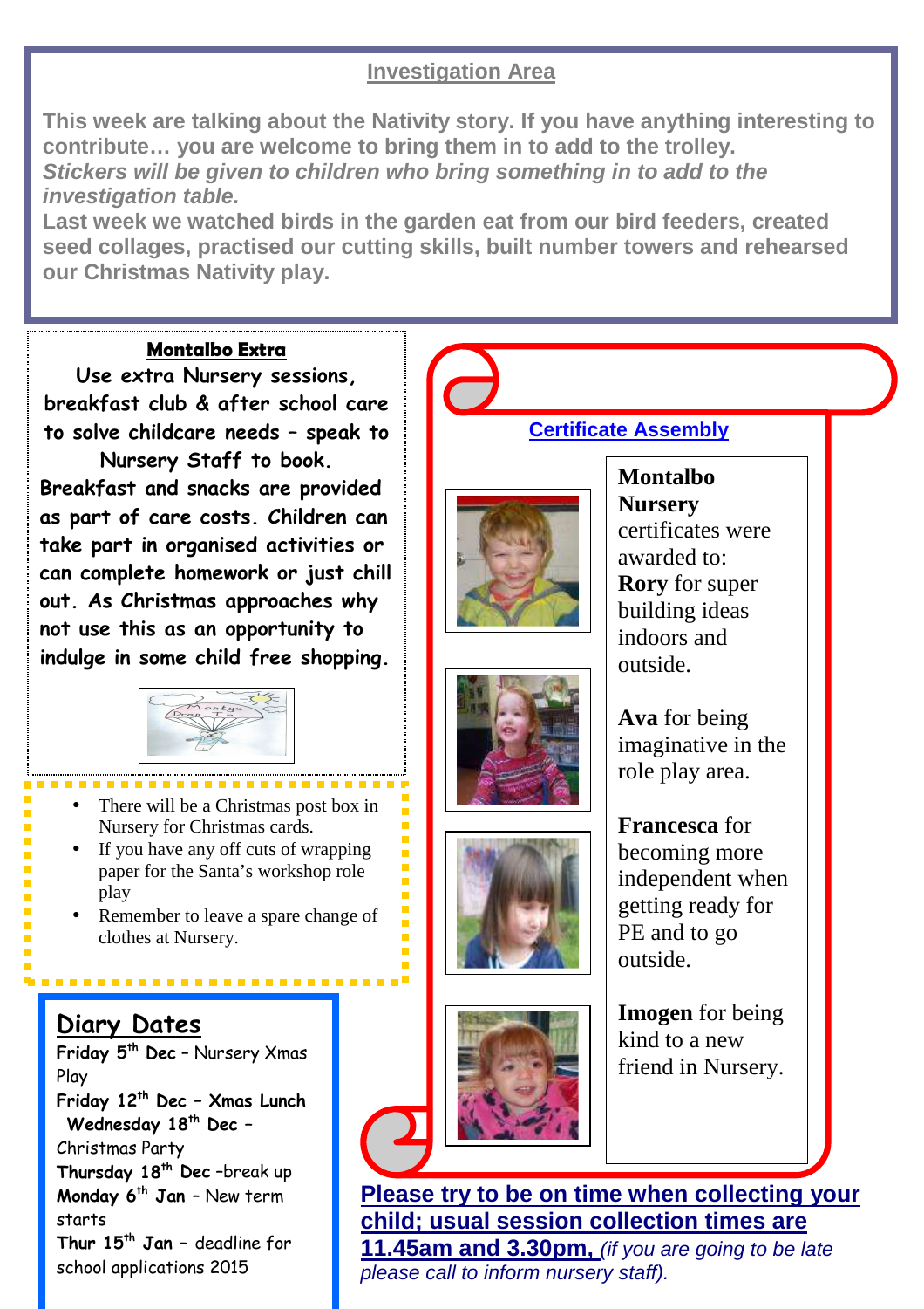## Investigation Area

**This week are talking about the Nativity story. If you have anything interesting to contribute… you are welcome to bring them in to add to the trolley.**
***Stickers will be given to children who bring something in to add to the investigation table.***
**Last week we watched birds in the garden eat from our bird feeders, created seed collages, practised our cutting skills, built number towers and rehearsed our Christmas Nativity play.**

### Montalbo Extra

**Use extra Nursery sessions, breakfast club & after school care to solve childcare needs – speak to Nursery Staff to book.**
**Breakfast and snacks are provided as part of care costs. Children can take part in organised activities or can complete homework or just chill out. As Christmas approaches why not use this as an opportunity to indulge in some child free shopping.**

- There will be a Christmas post box in Nursery for Christmas cards.
- If you have any off cuts of wrapping paper for the Santa's workshop role play
- Remember to leave a spare change of clothes at Nursery.

## Diary Dates

**Friday 5th Dec** – Nursery Xmas Play
**Friday 12th Dec** – Xmas Lunch
**Wednesday 18th Dec** – Christmas Party
**Thursday 18th Dec** –break up
**Monday 6th Jan** – New term starts
**Thur 15th Jan** – deadline for school applications 2015

### Certificate Assembly

**Montalbo Nursery** certificates were awarded to:
**Rory** for super building ideas indoors and outside.

**Ava** for being imaginative in the role play area.

**Francesca** for becoming more independent when getting ready for PE and to go outside.

**Imogen** for being kind to a new friend in Nursery.

**Please try to be on time when collecting your child; usual session collection times are 11.45am and 3.30pm,** *(if you are going to be late please call to inform nursery staff).*